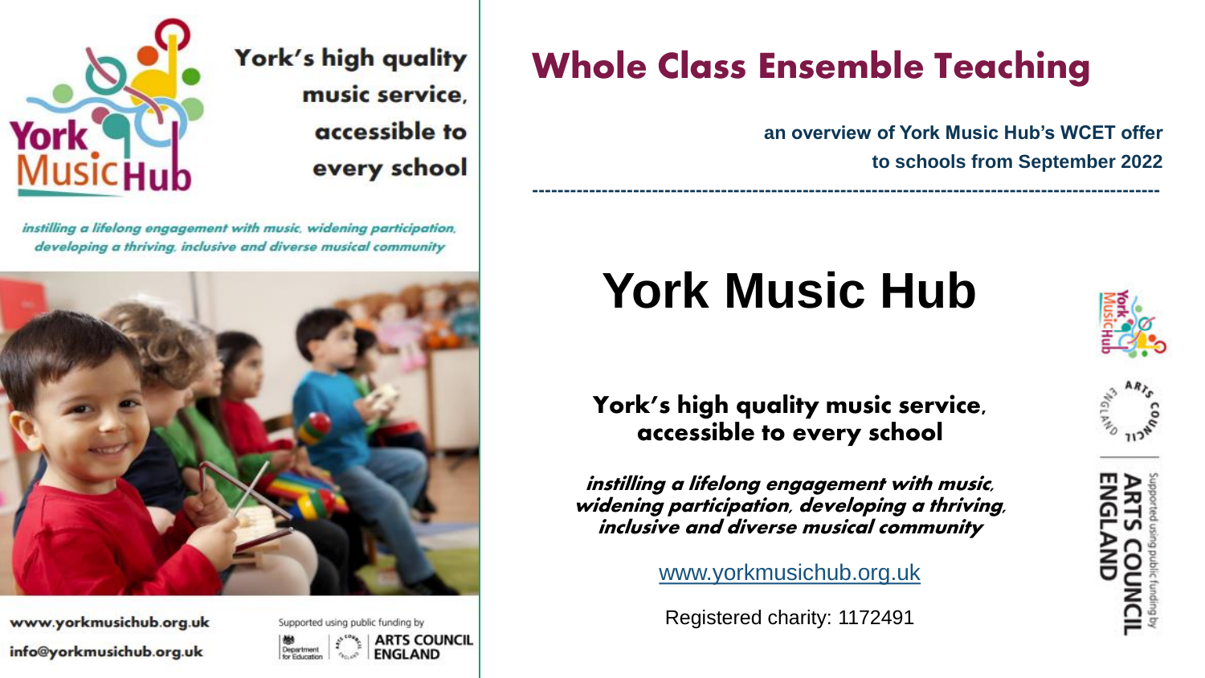York's high quality music service, accessible to every school

*instilling a lifelong engagement with music, widening participation, developing a thriving, inclusive and diverse musical community*

www.yorkmusichub.org.uk

info@yorkmusichub.org.uk

Supported using public funding by Department for Education | ARTS COUNCIL ENGLAND

# Whole Class Ensemble Teaching

**an overview of York Music Hub's WCET offer to schools from September 2022**

---

# York Music Hub

**York's high quality music service, accessible to every school**

***instilling a lifelong engagement with music, widening participation, developing a thriving, inclusive and diverse musical community***

www.yorkmusichub.org.uk

Registered charity: 1172491

Supported using public funding by ARTS COUNCIL ENGLAND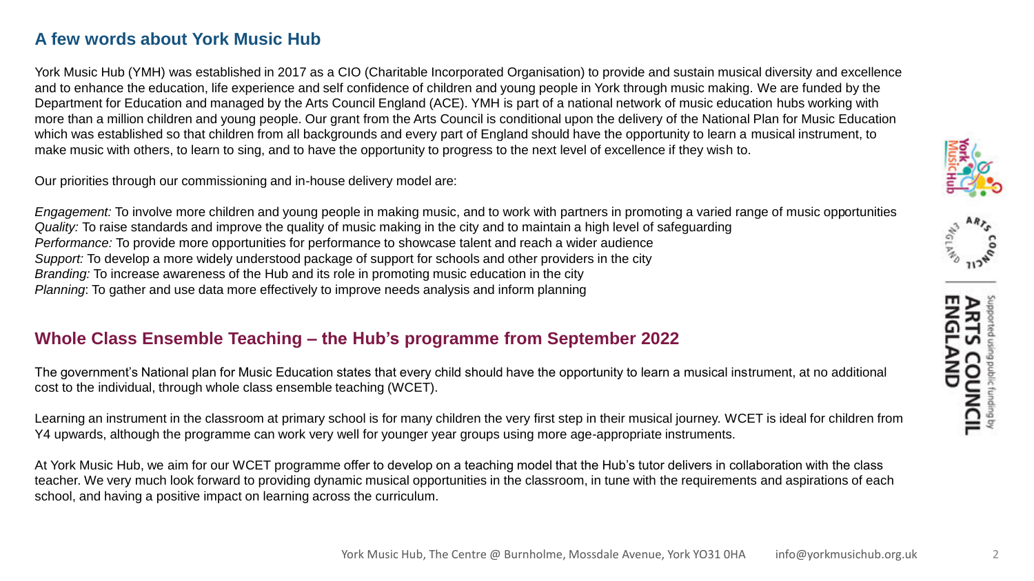## A few words about York Music Hub

York Music Hub (YMH) was established in 2017 as a CIO (Charitable Incorporated Organisation) to provide and sustain musical diversity and excellence and to enhance the education, life experience and self confidence of children and young people in York through music making. We are funded by the Department for Education and managed by the Arts Council England (ACE). YMH is part of a national network of music education hubs working with more than a million children and young people. Our grant from the Arts Council is conditional upon the delivery of the National Plan for Music Education which was established so that children from all backgrounds and every part of England should have the opportunity to learn a musical instrument, to make music with others, to learn to sing, and to have the opportunity to progress to the next level of excellence if they wish to.

Our priorities through our commissioning and in-house delivery model are:

*Engagement:* To involve more children and young people in making music, and to work with partners in promoting a varied range of music opportunities
*Quality:* To raise standards and improve the quality of music making in the city and to maintain a high level of safeguarding
*Performance:* To provide more opportunities for performance to showcase talent and reach a wider audience
*Support:* To develop a more widely understood package of support for schools and other providers in the city
*Branding:* To increase awareness of the Hub and its role in promoting music education in the city
*Planning*: To gather and use data more effectively to improve needs analysis and inform planning

## Whole Class Ensemble Teaching – the Hub's programme from September 2022

The government's National plan for Music Education states that every child should have the opportunity to learn a musical instrument, at no additional cost to the individual, through whole class ensemble teaching (WCET).

Learning an instrument in the classroom at primary school is for many children the very first step in their musical journey. WCET is ideal for children from Y4 upwards, although the programme can work very well for younger year groups using more age-appropriate instruments.

At York Music Hub, we aim for our WCET programme offer to develop on a teaching model that the Hub's tutor delivers in collaboration with the class teacher. We very much look forward to providing dynamic musical opportunities in the classroom, in tune with the requirements and aspirations of each school, and having a positive impact on learning across the curriculum.

Supported using public funding by ARTS COUNCIL ENGLAND

York Music Hub, The Centre @ Burnholme, Mossdale Avenue, York YO31 0HA info@yorkmusichub.org.uk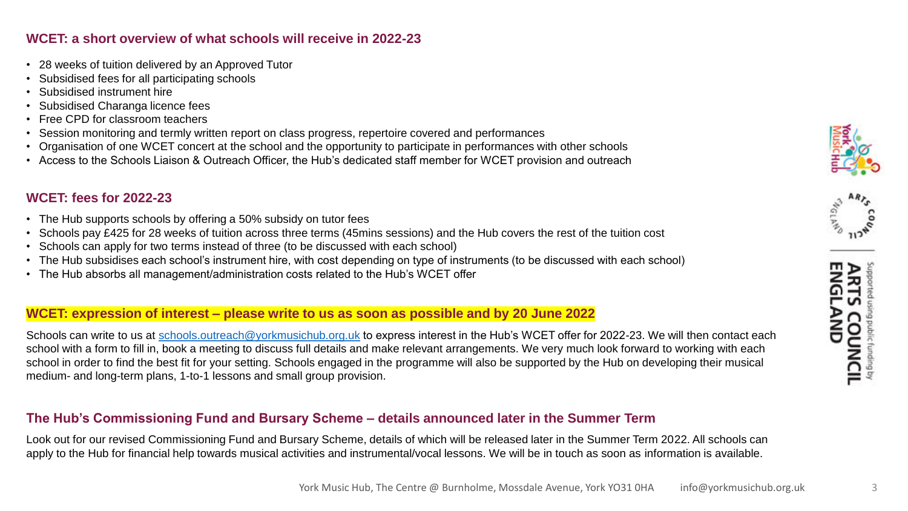## WCET: a short overview of what schools will receive in 2022-23

- 28 weeks of tuition delivered by an Approved Tutor
- Subsidised fees for all participating schools
- Subsidised instrument hire
- Subsidised Charanga licence fees
- Free CPD for classroom teachers
- Session monitoring and termly written report on class progress, repertoire covered and performances
- Organisation of one WCET concert at the school and the opportunity to participate in performances with other schools
- Access to the Schools Liaison & Outreach Officer, the Hub's dedicated staff member for WCET provision and outreach

## WCET: fees for 2022-23

- The Hub supports schools by offering a 50% subsidy on tutor fees
- Schools pay £425 for 28 weeks of tuition across three terms (45mins sessions) and the Hub covers the rest of the tuition cost
- Schools can apply for two terms instead of three (to be discussed with each school)
- The Hub subsidises each school's instrument hire, with cost depending on type of instruments (to be discussed with each school)
- The Hub absorbs all management/administration costs related to the Hub's WCET offer

## WCET: expression of interest – please write to us as soon as possible and by 20 June 2022

Schools can write to us at schools.outreach@yorkmusichub.org.uk to express interest in the Hub's WCET offer for 2022-23. We will then contact each school with a form to fill in, book a meeting to discuss full details and make relevant arrangements. We very much look forward to working with each school in order to find the best fit for your setting. Schools engaged in the programme will also be supported by the Hub on developing their musical medium- and long-term plans, 1-to-1 lessons and small group provision.

## The Hub's Commissioning Fund and Bursary Scheme – details announced later in the Summer Term

Look out for our revised Commissioning Fund and Bursary Scheme, details of which will be released later in the Summer Term 2022. All schools can apply to the Hub for financial help towards musical activities and instrumental/vocal lessons. We will be in touch as soon as information is available.

York Music Hub, The Centre @ Burnholme, Mossdale Avenue, York YO31 0HA info@yorkmusichub.org.uk

Supported using public funding by ARTS COUNCIL ENGLAND